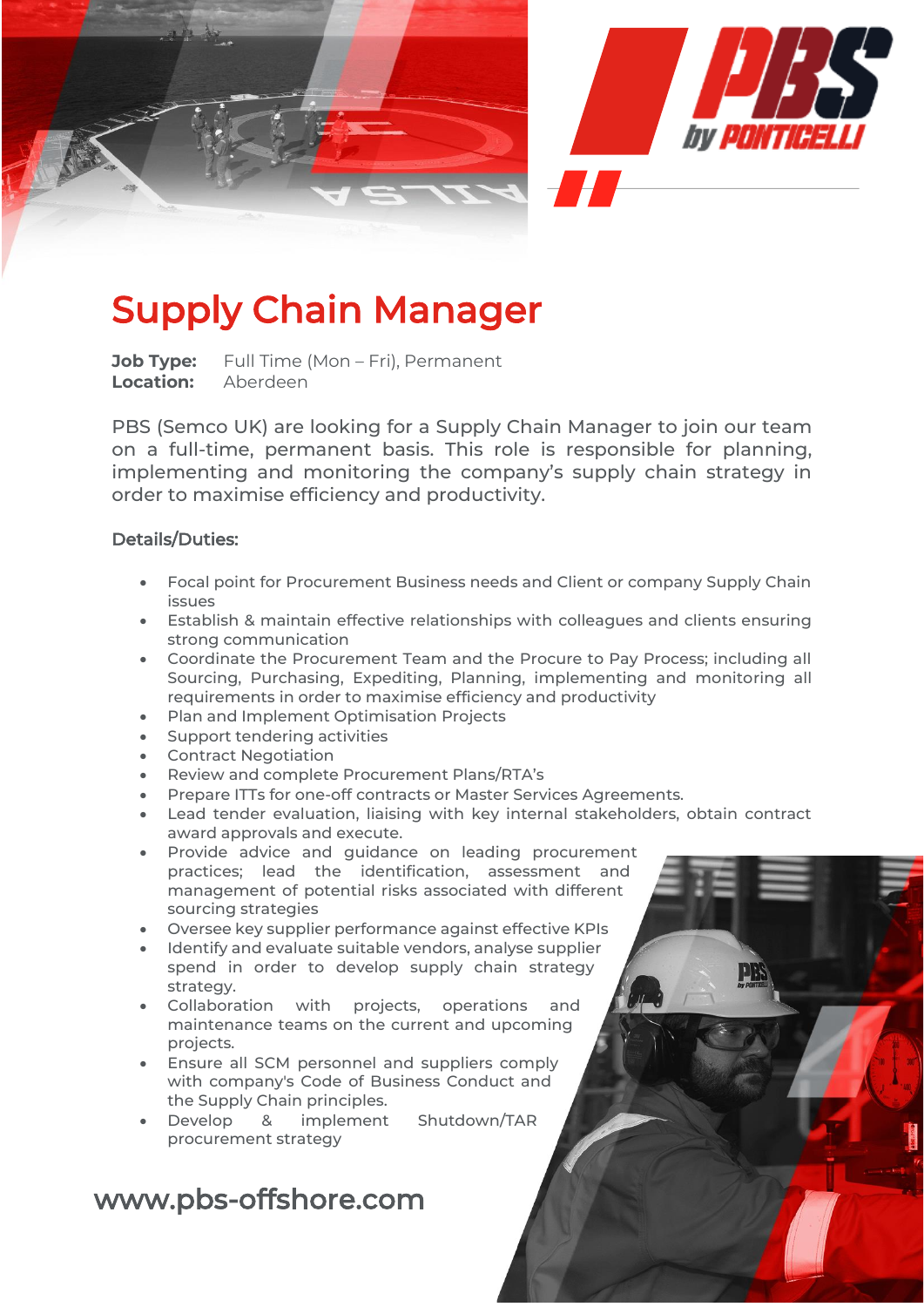# Supply Chain Manager

**Job Type:** Full Time (Mon – Fri), Permanent
**Location:** Aberdeen

PBS (Semco UK) are looking for a Supply Chain Manager to join our team on a full-time, permanent basis. This role is responsible for planning, implementing and monitoring the company's supply chain strategy in order to maximise efficiency and productivity.

## Details/Duties:

- Focal point for Procurement Business needs and Client or company Supply Chain issues
- Establish & maintain effective relationships with colleagues and clients ensuring strong communication
- Coordinate the Procurement Team and the Procure to Pay Process; including all Sourcing, Purchasing, Expediting, Planning, implementing and monitoring all requirements in order to maximise efficiency and productivity
- Plan and Implement Optimisation Projects
- Support tendering activities
- Contract Negotiation
- Review and complete Procurement Plans/RTA's
- Prepare ITTs for one-off contracts or Master Services Agreements.
- Lead tender evaluation, liaising with key internal stakeholders, obtain contract award approvals and execute.
- Provide advice and guidance on leading procurement practices; lead the identification, assessment and management of potential risks associated with different sourcing strategies
- Oversee key supplier performance against effective KPIs
- Identify and evaluate suitable vendors, analyse supplier spend in order to develop supply chain strategy strategy.
- Collaboration with projects, operations and maintenance teams on the current and upcoming projects.
- Ensure all SCM personnel and suppliers comply with company's Code of Business Conduct and the Supply Chain principles.
- Develop & implement Shutdown/TAR procurement strategy

www.pbs-offshore.com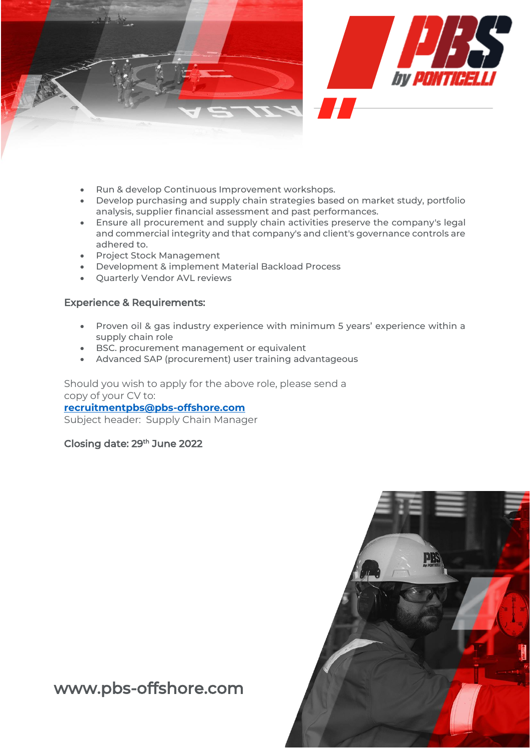- Run & develop Continuous Improvement workshops.
- Develop purchasing and supply chain strategies based on market study, portfolio analysis, supplier financial assessment and past performances.
- Ensure all procurement and supply chain activities preserve the company's legal and commercial integrity and that company's and client's governance controls are adhered to.
- Project Stock Management
- Development & implement Material Backload Process
- Quarterly Vendor AVL reviews

### Experience & Requirements:

- Proven oil & gas industry experience with minimum 5 years' experience within a supply chain role
- BSC. procurement management or equivalent
- Advanced SAP (procurement) user training advantageous

Should you wish to apply for the above role, please send a copy of your CV to:
**recruitmentpbs@pbs-offshore.com**
Subject header: Supply Chain Manager

**Closing date: 29th June 2022**

www.pbs-offshore.com